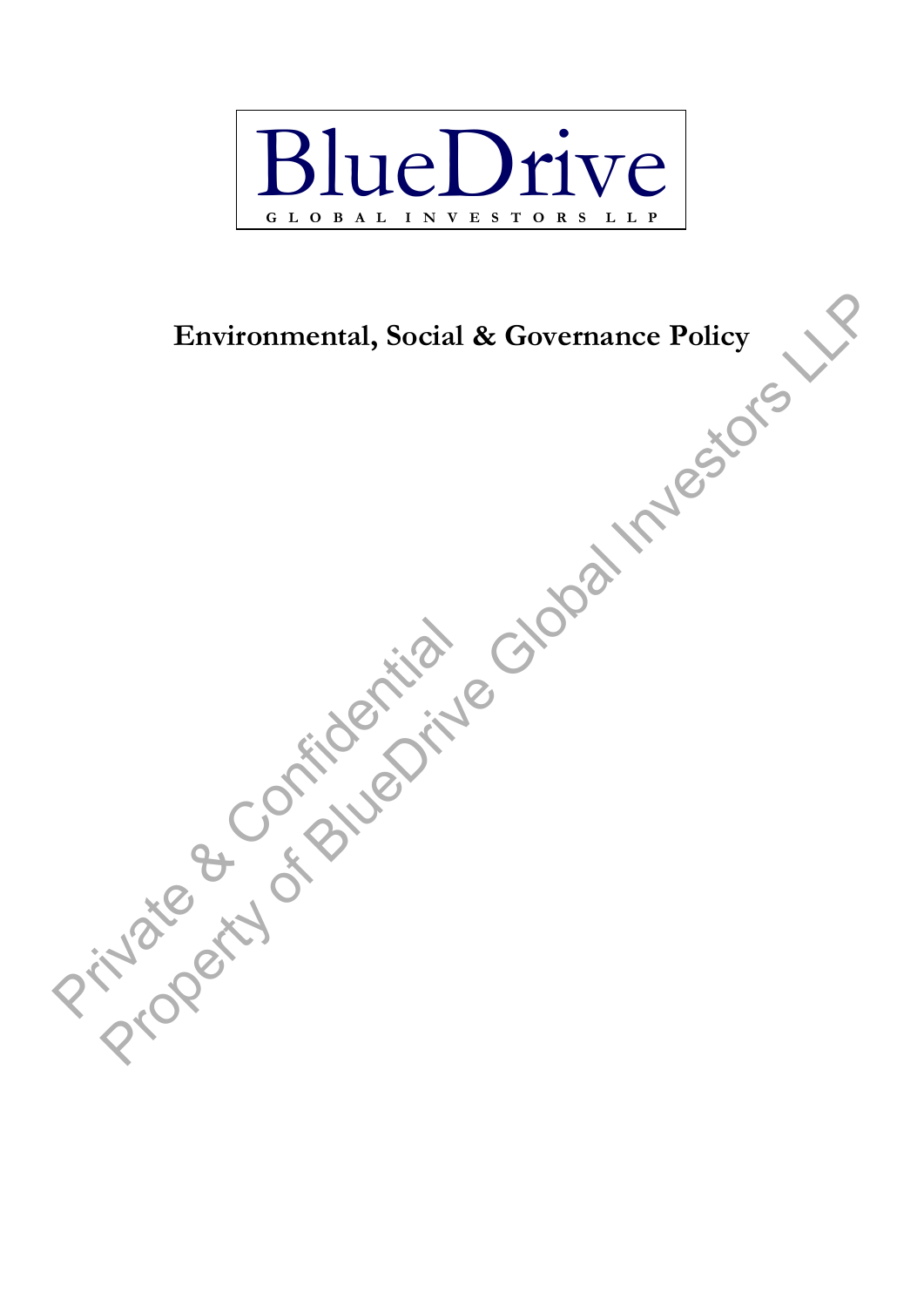BlueDrive

GLOBAL INVESTORS LLP

# Environmental, Social & Governance Policy

Private & Confidential
Property of BlueDrive Global Investors LLP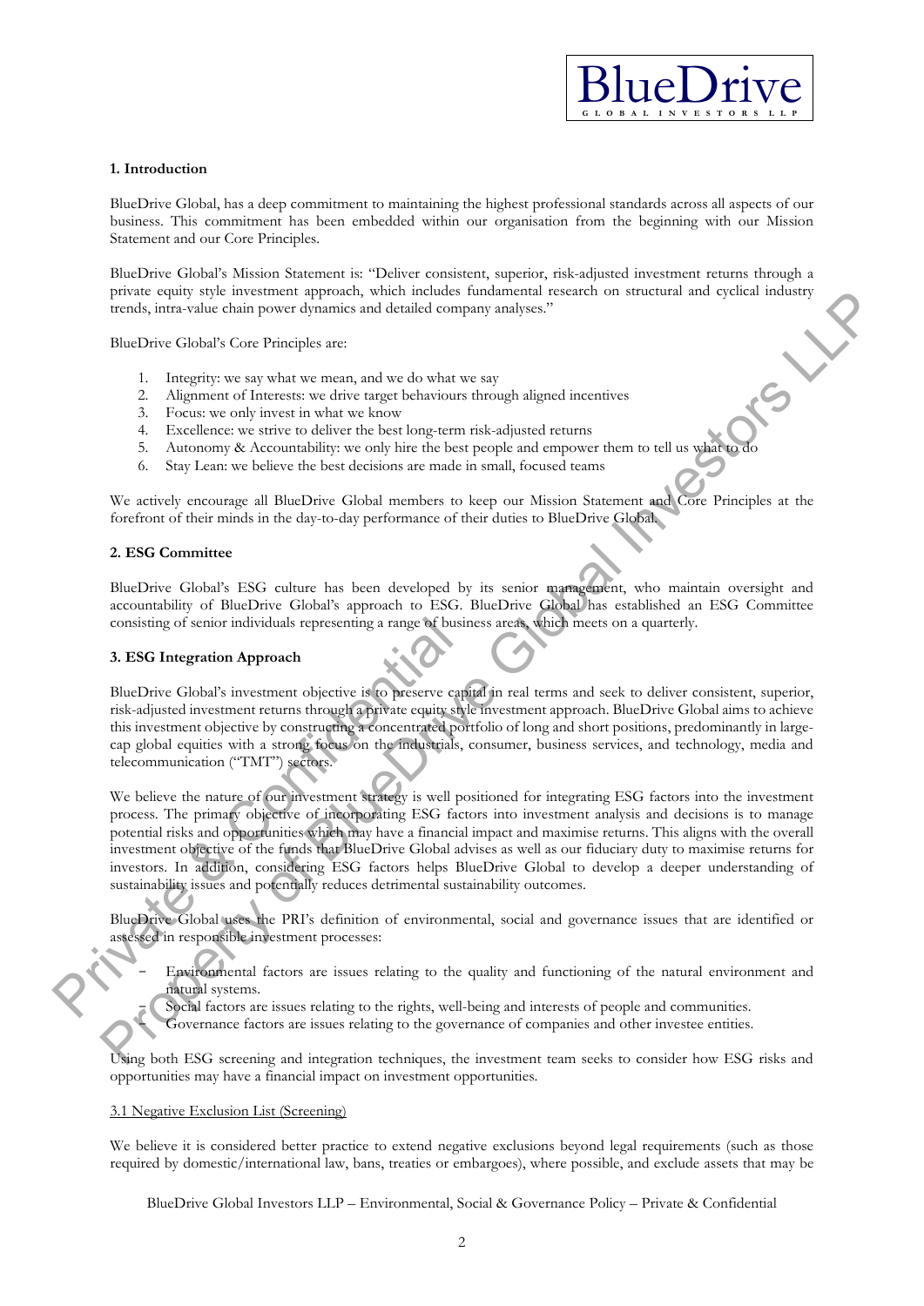**1. Introduction**

BlueDrive Global, has a deep commitment to maintaining the highest professional standards across all aspects of our business. This commitment has been embedded within our organisation from the beginning with our Mission Statement and our Core Principles.

BlueDrive Global's Mission Statement is: "Deliver consistent, superior, risk-adjusted investment returns through a private equity style investment approach, which includes fundamental research on structural and cyclical industry trends, intra-value chain power dynamics and detailed company analyses."

BlueDrive Global's Core Principles are:

1. Integrity: we say what we mean, and we do what we say
2. Alignment of Interests: we drive target behaviours through aligned incentives
3. Focus: we only invest in what we know
4. Excellence: we strive to deliver the best long-term risk-adjusted returns
5. Autonomy & Accountability: we only hire the best people and empower them to tell us what to do
6. Stay Lean: we believe the best decisions are made in small, focused teams

We actively encourage all BlueDrive Global members to keep our Mission Statement and Core Principles at the forefront of their minds in the day-to-day performance of their duties to BlueDrive Global.

**2. ESG Committee**

BlueDrive Global's ESG culture has been developed by its senior management, who maintain oversight and accountability of BlueDrive Global's approach to ESG. BlueDrive Global has established an ESG Committee consisting of senior individuals representing a range of business areas, which meets on a quarterly.

**3. ESG Integration Approach**

BlueDrive Global's investment objective is to preserve capital in real terms and seek to deliver consistent, superior, risk-adjusted investment returns through a private equity style investment approach. BlueDrive Global aims to achieve this investment objective by constructing a concentrated portfolio of long and short positions, predominantly in large-cap global equities with a strong focus on the industrials, consumer, business services, and technology, media and telecommunication ("TMT") sectors.

We believe the nature of our investment strategy is well positioned for integrating ESG factors into the investment process. The primary objective of incorporating ESG factors into investment analysis and decisions is to manage potential risks and opportunities which may have a financial impact and maximise returns. This aligns with the overall investment objective of the funds that BlueDrive Global advises as well as our fiduciary duty to maximise returns for investors. In addition, considering ESG factors helps BlueDrive Global to develop a deeper understanding of sustainability issues and potentially reduces detrimental sustainability outcomes.

BlueDrive Global uses the PRI's definition of environmental, social and governance issues that are identified or assessed in responsible investment processes:

- Environmental factors are issues relating to the quality and functioning of the natural environment and natural systems.
- Social factors are issues relating to the rights, well-being and interests of people and communities.
- Governance factors are issues relating to the governance of companies and other investee entities.

Using both ESG screening and integration techniques, the investment team seeks to consider how ESG risks and opportunities may have a financial impact on investment opportunities.

3.1 Negative Exclusion List (Screening)

We believe it is considered better practice to extend negative exclusions beyond legal requirements (such as those required by domestic/international law, bans, treaties or embargoes), where possible, and exclude assets that may be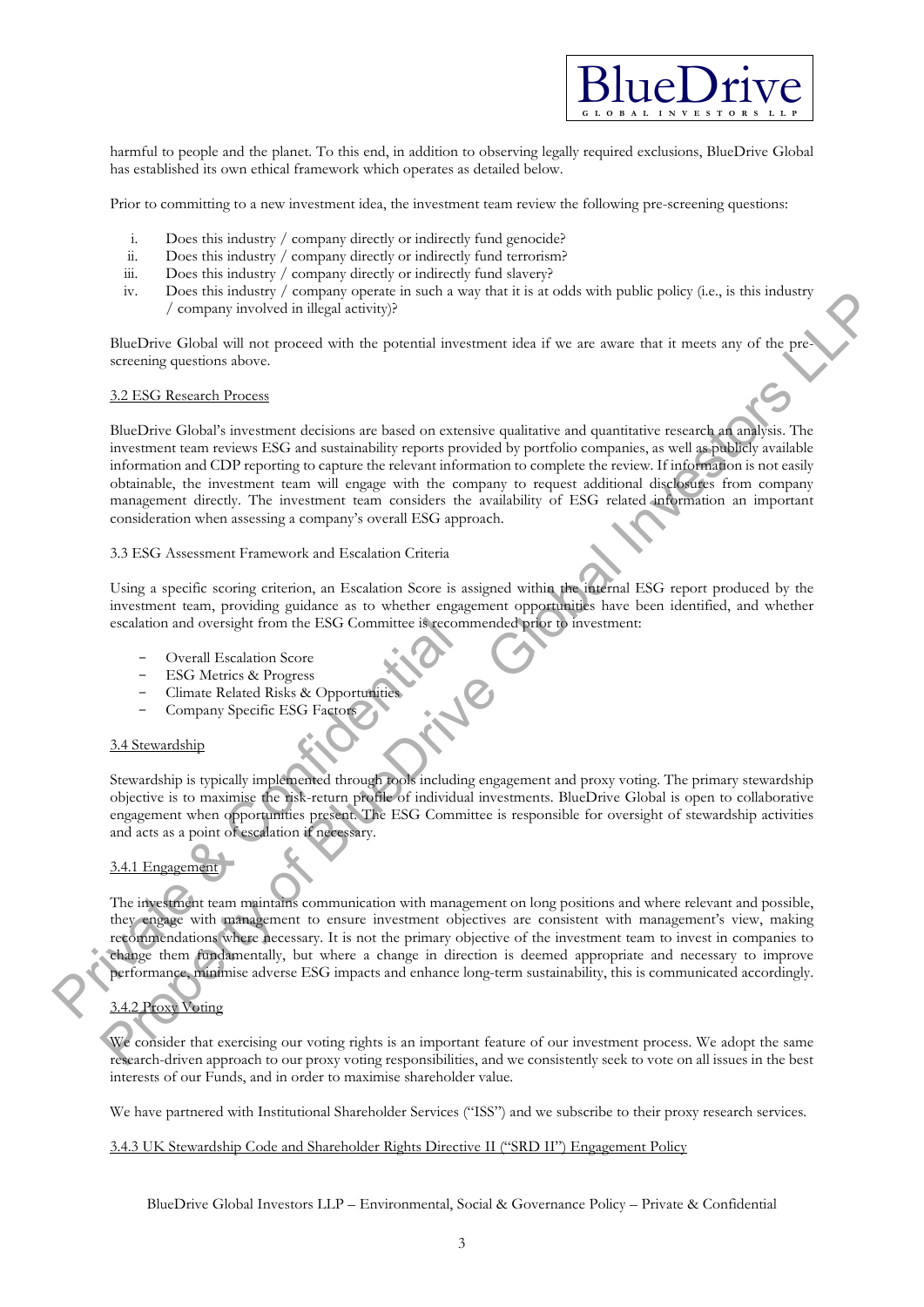harmful to people and the planet. To this end, in addition to observing legally required exclusions, BlueDrive Global has established its own ethical framework which operates as detailed below.

Prior to committing to a new investment idea, the investment team review the following pre-screening questions:

i. Does this industry / company directly or indirectly fund genocide?
ii. Does this industry / company directly or indirectly fund terrorism?
iii. Does this industry / company directly or indirectly fund slavery?
iv. Does this industry / company operate in such a way that it is at odds with public policy (i.e., is this industry / company involved in illegal activity)?

BlueDrive Global will not proceed with the potential investment idea if we are aware that it meets any of the pre-screening questions above.

### 3.2 ESG Research Process

BlueDrive Global's investment decisions are based on extensive qualitative and quantitative research an analysis. The investment team reviews ESG and sustainability reports provided by portfolio companies, as well as publicly available information and CDP reporting to capture the relevant information to complete the review. If information is not easily obtainable, the investment team will engage with the company to request additional disclosures from company management directly. The investment team considers the availability of ESG related information an important consideration when assessing a company's overall ESG approach.

### 3.3 ESG Assessment Framework and Escalation Criteria

Using a specific scoring criterion, an Escalation Score is assigned within the internal ESG report produced by the investment team, providing guidance as to whether engagement opportunities have been identified, and whether escalation and oversight from the ESG Committee is recommended prior to investment:

- Overall Escalation Score
- ESG Metrics & Progress
- Climate Related Risks & Opportunities
- Company Specific ESG Factors

### 3.4 Stewardship

Stewardship is typically implemented through tools including engagement and proxy voting. The primary stewardship objective is to maximise the risk-return profile of individual investments. BlueDrive Global is open to collaborative engagement when opportunities present. The ESG Committee is responsible for oversight of stewardship activities and acts as a point of escalation if necessary.

#### 3.4.1 Engagement

The investment team maintains communication with management on long positions and where relevant and possible, they engage with management to ensure investment objectives are consistent with management's view, making recommendations where necessary. It is not the primary objective of the investment team to invest in companies to change them fundamentally, but where a change in direction is deemed appropriate and necessary to improve performance, minimise adverse ESG impacts and enhance long-term sustainability, this is communicated accordingly.

#### 3.4.2 Proxy Voting

We consider that exercising our voting rights is an important feature of our investment process. We adopt the same research-driven approach to our proxy voting responsibilities, and we consistently seek to vote on all issues in the best interests of our Funds, and in order to maximise shareholder value.

We have partnered with Institutional Shareholder Services ("ISS") and we subscribe to their proxy research services.

#### 3.4.3 UK Stewardship Code and Shareholder Rights Directive II ("SRD II") Engagement Policy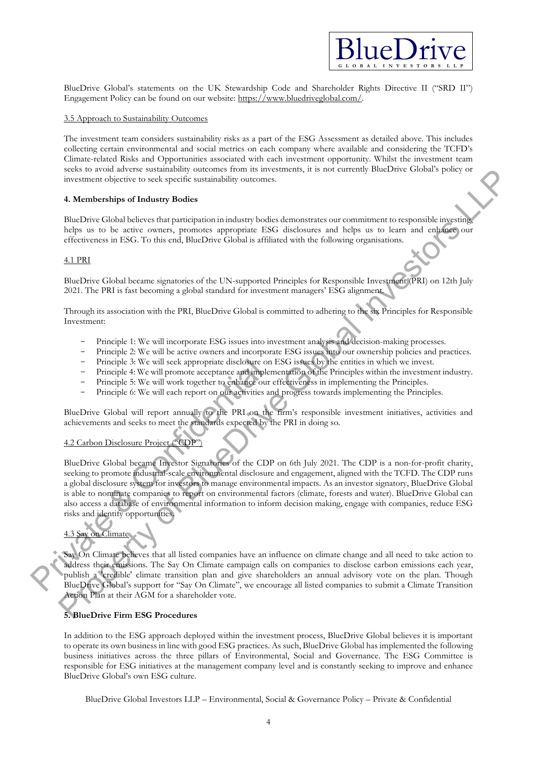BlueDrive Global's statements on the UK Stewardship Code and Shareholder Rights Directive II ("SRD II") Engagement Policy can be found on our website: https://www.bluedriveglobal.com/.

### 3.5 Approach to Sustainability Outcomes

The investment team considers sustainability risks as a part of the ESG Assessment as detailed above. This includes collecting certain environmental and social metrics on each company where available and considering the TCFD's Climate-related Risks and Opportunities associated with each investment opportunity. Whilst the investment team seeks to avoid adverse sustainability outcomes from its investments, it is not currently BlueDrive Global's policy or investment objective to seek specific sustainability outcomes.

## 4. Memberships of Industry Bodies

BlueDrive Global believes that participation in industry bodies demonstrates our commitment to responsible investing, helps us to be active owners, promotes appropriate ESG disclosures and helps us to learn and enhance our effectiveness in ESG. To this end, BlueDrive Global is affiliated with the following organisations.

### 4.1 PRI

BlueDrive Global became signatories of the UN-supported Principles for Responsible Investment (PRI) on 12th July 2021. The PRI is fast becoming a global standard for investment managers' ESG alignment.

Through its association with the PRI, BlueDrive Global is committed to adhering to the six Principles for Responsible Investment:

- Principle 1: We will incorporate ESG issues into investment analysis and decision-making processes.
- Principle 2: We will be active owners and incorporate ESG issues into our ownership policies and practices.
- Principle 3: We will seek appropriate disclosure on ESG issues by the entities in which we invest.
- Principle 4: We will promote acceptance and implementation of the Principles within the investment industry.
- Principle 5: We will work together to enhance our effectiveness in implementing the Principles.
- Principle 6: We will each report on our activities and progress towards implementing the Principles.

BlueDrive Global will report annually to the PRI on the firm's responsible investment initiatives, activities and achievements and seeks to meet the standards expected by the PRI in doing so.

### 4.2 Carbon Disclosure Project ("CDP")

BlueDrive Global became Investor Signatories of the CDP on 6th July 2021. The CDP is a non-for-profit charity, seeking to promote industrial-scale environmental disclosure and engagement, aligned with the TCFD. The CDP runs a global disclosure system for investors to manage environmental impacts. As an investor signatory, BlueDrive Global is able to nominate companies to report on environmental factors (climate, forests and water). BlueDrive Global can also access a database of environmental information to inform decision making, engage with companies, reduce ESG risks and identify opportunities.

### 4.3 Say on Climate

Say On Climate believes that all listed companies have an influence on climate change and all need to take action to address their emissions. The Say On Climate campaign calls on companies to disclose carbon emissions each year, publish a 'credible' climate transition plan and give shareholders an annual advisory vote on the plan. Though BlueDrive Global's support for "Say On Climate", we encourage all listed companies to submit a Climate Transition Action Plan at their AGM for a shareholder vote.

## 5. BlueDrive Firm ESG Procedures

In addition to the ESG approach deployed within the investment process, BlueDrive Global believes it is important to operate its own business in line with good ESG practices. As such, BlueDrive Global has implemented the following business initiatives across the three pillars of Environmental, Social and Governance. The ESG Committee is responsible for ESG initiatives at the management company level and is constantly seeking to improve and enhance BlueDrive Global's own ESG culture.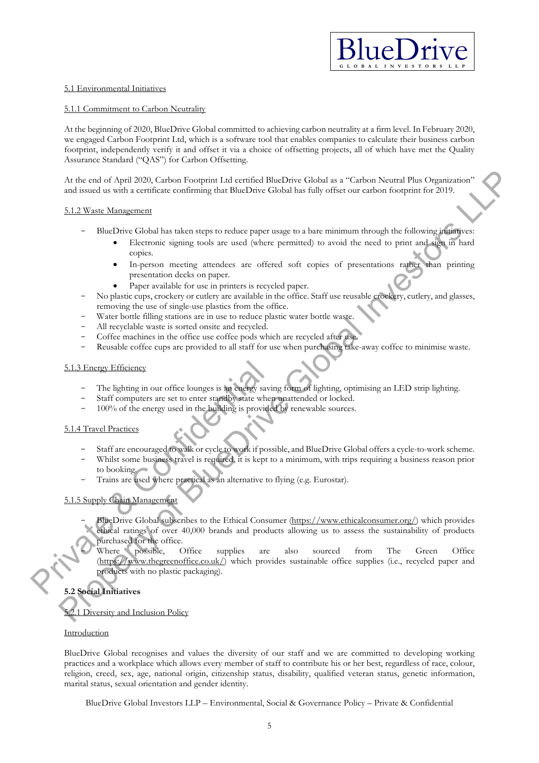5.1 Environmental Initiatives

5.1.1 Commitment to Carbon Neutrality

At the beginning of 2020, BlueDrive Global committed to achieving carbon neutrality at a firm level. In February 2020, we engaged Carbon Footprint Ltd, which is a software tool that enables companies to calculate their business carbon footprint, independently verify it and offset it via a choice of offsetting projects, all of which have met the Quality Assurance Standard ("QAS") for Carbon Offsetting.

At the end of April 2020, Carbon Footprint Ltd certified BlueDrive Global as a "Carbon Neutral Plus Organization" and issued us with a certificate confirming that BlueDrive Global has fully offset our carbon footprint for 2019.

5.1.2 Waste Management

- BlueDrive Global has taken steps to reduce paper usage to a bare minimum through the following initiatives:
    - Electronic signing tools are used (where permitted) to avoid the need to print and sign in hard copies.
    - In-person meeting attendees are offered soft copies of presentations rather than printing presentation decks on paper.
    - Paper available for use in printers is recycled paper.
- No plastic cups, crockery or cutlery are available in the office. Staff use reusable crockery, cutlery, and glasses, removing the use of single-use plastics from the office.
- Water bottle filling stations are in use to reduce plastic water bottle waste.
- All recyclable waste is sorted onsite and recycled.
- Coffee machines in the office use coffee pods which are recycled after use.
- Reusable coffee cups are provided to all staff for use when purchasing take-away coffee to minimise waste.

5.1.3 Energy Efficiency

- The lighting in our office lounges is an energy saving form of lighting, optimising an LED strip lighting.
- Staff computers are set to enter standby state when unattended or locked.
- 100% of the energy used in the building is provided by renewable sources.

5.1.4 Travel Practices

- Staff are encouraged to walk or cycle to work if possible, and BlueDrive Global offers a cycle-to-work scheme.
- Whilst some business travel is required, it is kept to a minimum, with trips requiring a business reason prior to booking.
- Trains are used where practical as an alternative to flying (e.g. Eurostar).

5.1.5 Supply Chain Management

- BlueDrive Global subscribes to the Ethical Consumer (https://www.ethicalconsumer.org/) which provides ethical ratings of over 40,000 brands and products allowing us to assess the sustainability of products purchased for the office.
- Where possible, Office supplies are also sourced from The Green Office (https://www.thegreenoffice.co.uk/) which provides sustainable office supplies (i.e., recycled paper and products with no plastic packaging).

**5.2 Social Initiatives**

5.2.1 Diversity and Inclusion Policy

Introduction

BlueDrive Global recognises and values the diversity of our staff and we are committed to developing working practices and a workplace which allows every member of staff to contribute his or her best, regardless of race, colour, religion, creed, sex, age, national origin, citizenship status, disability, qualified veteran status, genetic information, marital status, sexual orientation and gender identity.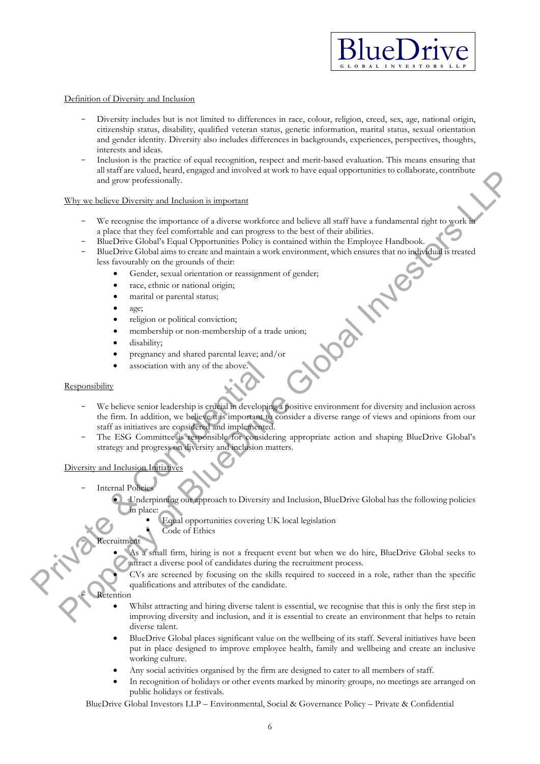Definition of Diversity and Inclusion

- Diversity includes but is not limited to differences in race, colour, religion, creed, sex, age, national origin, citizenship status, disability, qualified veteran status, genetic information, marital status, sexual orientation and gender identity. Diversity also includes differences in backgrounds, experiences, perspectives, thoughts, interests and ideas.
- Inclusion is the practice of equal recognition, respect and merit-based evaluation. This means ensuring that all staff are valued, heard, engaged and involved at work to have equal opportunities to collaborate, contribute and grow professionally.

Why we believe Diversity and Inclusion is important

- We recognise the importance of a diverse workforce and believe all staff have a fundamental right to work in a place that they feel comfortable and can progress to the best of their abilities.
- BlueDrive Global's Equal Opportunities Policy is contained within the Employee Handbook.
- BlueDrive Global aims to create and maintain a work environment, which ensures that no individual is treated less favourably on the grounds of their:
  - Gender, sexual orientation or reassignment of gender;
  - race, ethnic or national origin;
  - marital or parental status;
  - age;
  - religion or political conviction;
  - membership or non-membership of a trade union;
  - disability;
  - pregnancy and shared parental leave; and/or
  - association with any of the above.

Responsibility

- We believe senior leadership is crucial in developing a positive environment for diversity and inclusion across the firm. In addition, we believe it is important to consider a diverse range of views and opinions from our staff as initiatives are considered and implemented.
- The ESG Committee is responsible for considering appropriate action and shaping BlueDrive Global's strategy and progress on diversity and inclusion matters.

Diversity and Inclusion Initiatives

- Internal Policies
  - Underpinning our approach to Diversity and Inclusion, BlueDrive Global has the following policies in place:
    - Equal opportunities covering UK local legislation
    - Code of Ethics
- Recruitment
  - As a small firm, hiring is not a frequent event but when we do hire, BlueDrive Global seeks to attract a diverse pool of candidates during the recruitment process.
  - CVs are screened by focusing on the skills required to succeed in a role, rather than the specific qualifications and attributes of the candidate.
- Retention
  - Whilst attracting and hiring diverse talent is essential, we recognise that this is only the first step in improving diversity and inclusion, and it is essential to create an environment that helps to retain diverse talent.
  - BlueDrive Global places significant value on the wellbeing of its staff. Several initiatives have been put in place designed to improve employee health, family and wellbeing and create an inclusive working culture.
  - Any social activities organised by the firm are designed to cater to all members of staff.
  - In recognition of holidays or other events marked by minority groups, no meetings are arranged on public holidays or festivals.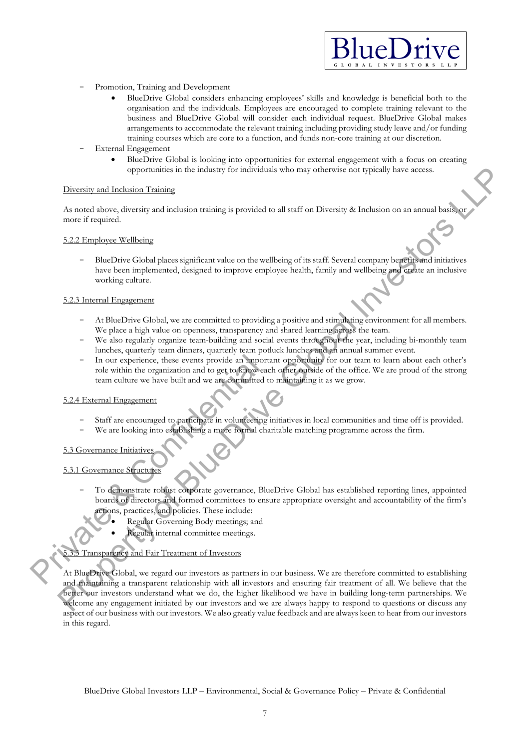- Promotion, Training and Development
    - BlueDrive Global considers enhancing employees' skills and knowledge is beneficial both to the organisation and the individuals. Employees are encouraged to complete training relevant to the business and BlueDrive Global will consider each individual request. BlueDrive Global makes arrangements to accommodate the relevant training including providing study leave and/or funding training courses which are core to a function, and funds non-core training at our discretion.
- External Engagement
    - BlueDrive Global is looking into opportunities for external engagement with a focus on creating opportunities in the industry for individuals who may otherwise not typically have access.

Diversity and Inclusion Training

As noted above, diversity and inclusion training is provided to all staff on Diversity & Inclusion on an annual basis, or more if required.

5.2.2 Employee Wellbeing

- BlueDrive Global places significant value on the wellbeing of its staff. Several company benefits and initiatives have been implemented, designed to improve employee health, family and wellbeing and create an inclusive working culture.

5.2.3 Internal Engagement

- At BlueDrive Global, we are committed to providing a positive and stimulating environment for all members. We place a high value on openness, transparency and shared learning across the team.
- We also regularly organize team-building and social events throughout the year, including bi-monthly team lunches, quarterly team dinners, quarterly team potluck lunches and an annual summer event.
- In our experience, these events provide an important opportunity for our team to learn about each other's role within the organization and to get to know each other outside of the office. We are proud of the strong team culture we have built and we are committed to maintaining it as we grow.

5.2.4 External Engagement

- Staff are encouraged to participate in volunteering initiatives in local communities and time off is provided.
- We are looking into establishing a more formal charitable matching programme across the firm.

5.3 Governance Initiatives

5.3.1 Governance Structures

- To demonstrate robust corporate governance, BlueDrive Global has established reporting lines, appointed boards of directors and formed committees to ensure appropriate oversight and accountability of the firm's actions, practices, and policies. These include:
    - Regular Governing Body meetings; and
    - Regular internal committee meetings.

5.3.3 Transparency and Fair Treatment of Investors

At BlueDrive Global, we regard our investors as partners in our business. We are therefore committed to establishing and maintaining a transparent relationship with all investors and ensuring fair treatment of all. We believe that the better our investors understand what we do, the higher likelihood we have in building long-term partnerships. We welcome any engagement initiated by our investors and we are always happy to respond to questions or discuss any aspect of our business with our investors. We also greatly value feedback and are always keen to hear from our investors in this regard.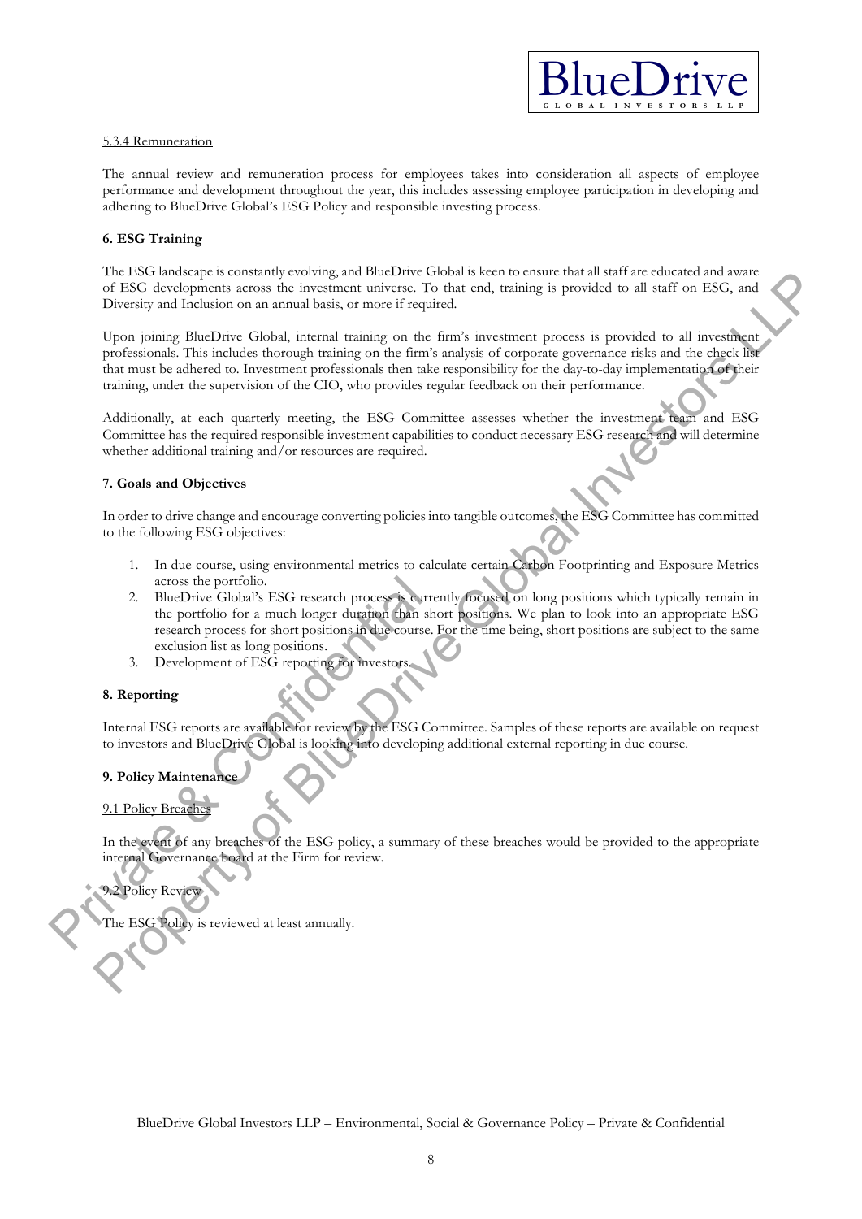#### 5.3.4 Remuneration

The annual review and remuneration process for employees takes into consideration all aspects of employee performance and development throughout the year, this includes assessing employee participation in developing and adhering to BlueDrive Global's ESG Policy and responsible investing process.

## 6. ESG Training

The ESG landscape is constantly evolving, and BlueDrive Global is keen to ensure that all staff are educated and aware of ESG developments across the investment universe. To that end, training is provided to all staff on ESG, and Diversity and Inclusion on an annual basis, or more if required.

Upon joining BlueDrive Global, internal training on the firm's investment process is provided to all investment professionals. This includes thorough training on the firm's analysis of corporate governance risks and the check list that must be adhered to. Investment professionals then take responsibility for the day-to-day implementation of their training, under the supervision of the CIO, who provides regular feedback on their performance.

Additionally, at each quarterly meeting, the ESG Committee assesses whether the investment team and ESG Committee has the required responsible investment capabilities to conduct necessary ESG research and will determine whether additional training and/or resources are required.

## 7. Goals and Objectives

In order to drive change and encourage converting policies into tangible outcomes, the ESG Committee has committed to the following ESG objectives:

1. In due course, using environmental metrics to calculate certain Carbon Footprinting and Exposure Metrics across the portfolio.
2. BlueDrive Global's ESG research process is currently focused on long positions which typically remain in the portfolio for a much longer duration than short positions. We plan to look into an appropriate ESG research process for short positions in due course. For the time being, short positions are subject to the same exclusion list as long positions.
3. Development of ESG reporting for investors.

## 8. Reporting

Internal ESG reports are available for review by the ESG Committee. Samples of these reports are available on request to investors and BlueDrive Global is looking into developing additional external reporting in due course.

## 9. Policy Maintenance

### 9.1 Policy Breaches

In the event of any breaches of the ESG policy, a summary of these breaches would be provided to the appropriate internal Governance board at the Firm for review.

### 9.2 Policy Review

The ESG Policy is reviewed at least annually.